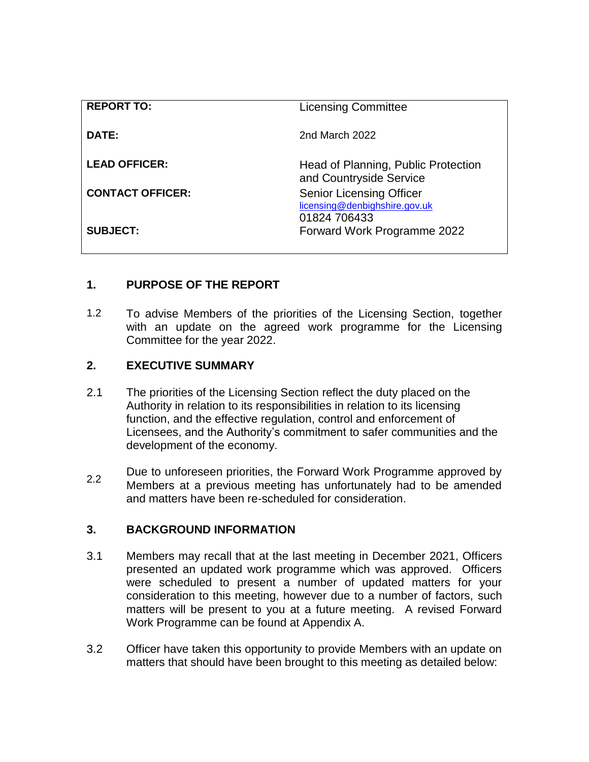| | |
|---|---|
| **REPORT TO:** | Licensing Committee |
| **DATE:** | 2nd March 2022 |
| **LEAD OFFICER:** | Head of Planning, Public Protection and Countryside Service |
| **CONTACT OFFICER:** | Senior Licensing Officer<br>licensing@denbighshire.gov.uk<br>01824 706433 |
| **SUBJECT:** | Forward Work Programme 2022 |

## 1. PURPOSE OF THE REPORT

1.2 To advise Members of the priorities of the Licensing Section, together with an update on the agreed work programme for the Licensing Committee for the year 2022.

## 2. EXECUTIVE SUMMARY

2.1 The priorities of the Licensing Section reflect the duty placed on the Authority in relation to its responsibilities in relation to its licensing function, and the effective regulation, control and enforcement of Licensees, and the Authority's commitment to safer communities and the development of the economy.

2.2 Due to unforeseen priorities, the Forward Work Programme approved by Members at a previous meeting has unfortunately had to be amended and matters have been re-scheduled for consideration.

## 3. BACKGROUND INFORMATION

3.1 Members may recall that at the last meeting in December 2021, Officers presented an updated work programme which was approved. Officers were scheduled to present a number of updated matters for your consideration to this meeting, however due to a number of factors, such matters will be present to you at a future meeting. A revised Forward Work Programme can be found at Appendix A.

3.2 Officer have taken this opportunity to provide Members with an update on matters that should have been brought to this meeting as detailed below: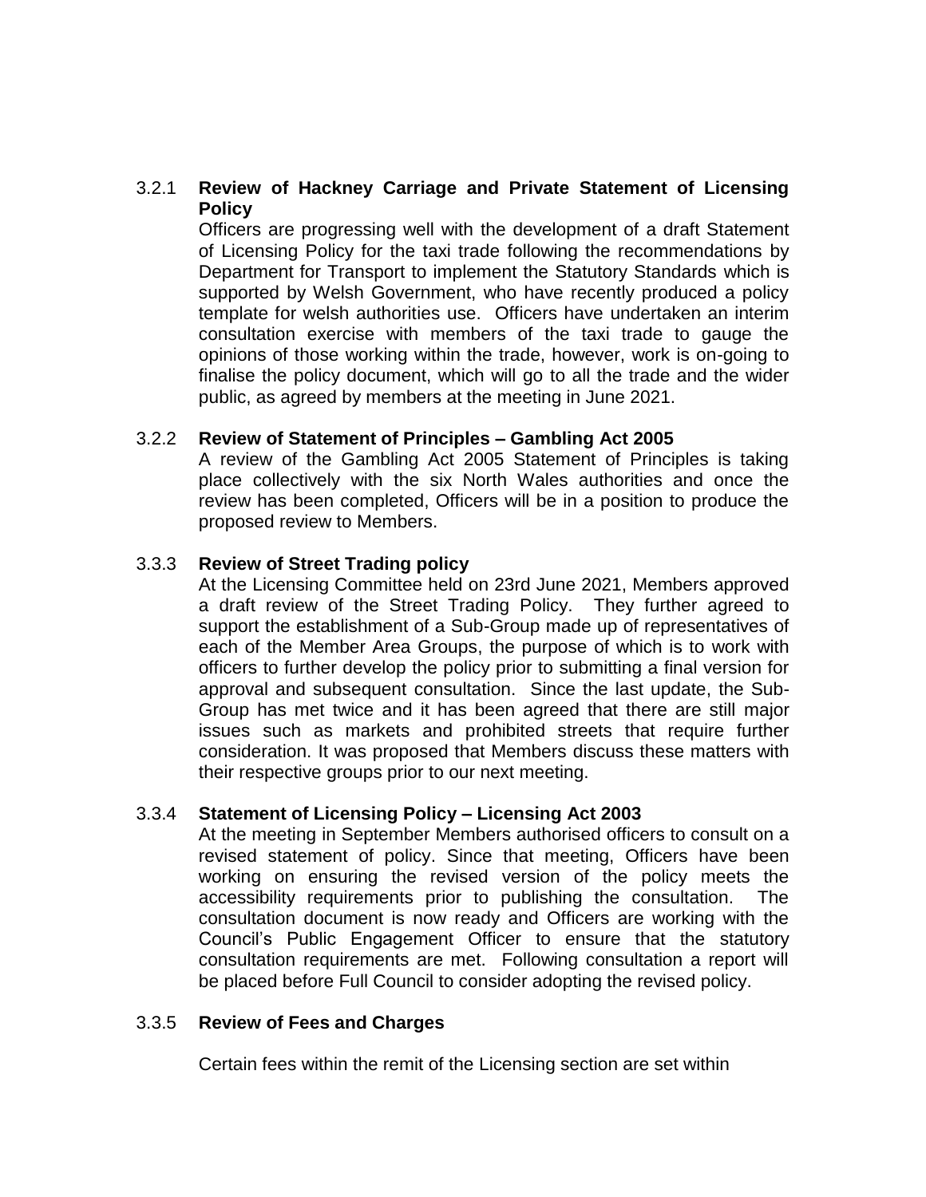### 3.2.1 Review of Hackney Carriage and Private Statement of Licensing Policy

Officers are progressing well with the development of a draft Statement of Licensing Policy for the taxi trade following the recommendations by Department for Transport to implement the Statutory Standards which is supported by Welsh Government, who have recently produced a policy template for welsh authorities use. Officers have undertaken an interim consultation exercise with members of the taxi trade to gauge the opinions of those working within the trade, however, work is on-going to finalise the policy document, which will go to all the trade and the wider public, as agreed by members at the meeting in June 2021.

### 3.2.2 Review of Statement of Principles – Gambling Act 2005

A review of the Gambling Act 2005 Statement of Principles is taking place collectively with the six North Wales authorities and once the review has been completed, Officers will be in a position to produce the proposed review to Members.

### 3.3.3 Review of Street Trading policy

At the Licensing Committee held on 23rd June 2021, Members approved a draft review of the Street Trading Policy. They further agreed to support the establishment of a Sub-Group made up of representatives of each of the Member Area Groups, the purpose of which is to work with officers to further develop the policy prior to submitting a final version for approval and subsequent consultation. Since the last update, the Sub-Group has met twice and it has been agreed that there are still major issues such as markets and prohibited streets that require further consideration. It was proposed that Members discuss these matters with their respective groups prior to our next meeting.

### 3.3.4 Statement of Licensing Policy – Licensing Act 2003

At the meeting in September Members authorised officers to consult on a revised statement of policy. Since that meeting, Officers have been working on ensuring the revised version of the policy meets the accessibility requirements prior to publishing the consultation. The consultation document is now ready and Officers are working with the Council's Public Engagement Officer to ensure that the statutory consultation requirements are met. Following consultation a report will be placed before Full Council to consider adopting the revised policy.

### 3.3.5 Review of Fees and Charges

Certain fees within the remit of the Licensing section are set within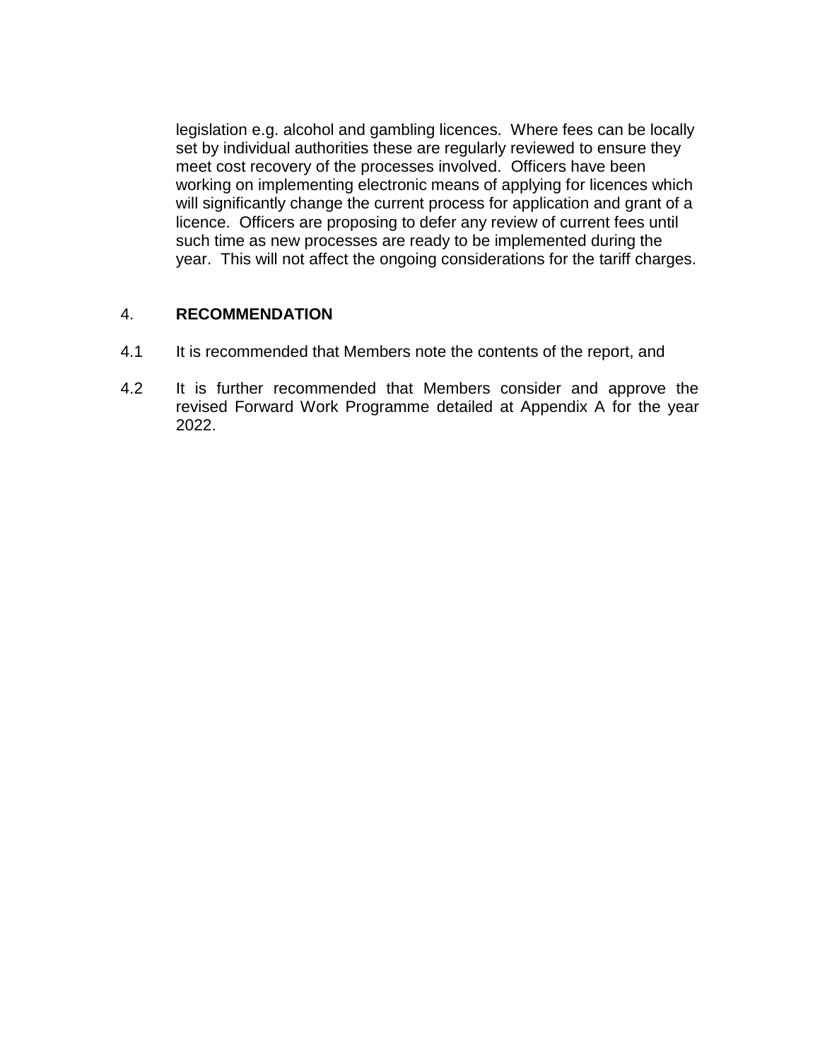legislation e.g. alcohol and gambling licences. Where fees can be locally set by individual authorities these are regularly reviewed to ensure they meet cost recovery of the processes involved. Officers have been working on implementing electronic means of applying for licences which will significantly change the current process for application and grant of a licence. Officers are proposing to defer any review of current fees until such time as new processes are ready to be implemented during the year. This will not affect the ongoing considerations for the tariff charges.

## 4. **RECOMMENDATION**

4.1 It is recommended that Members note the contents of the report, and

4.2 It is further recommended that Members consider and approve the revised Forward Work Programme detailed at Appendix A for the year 2022.